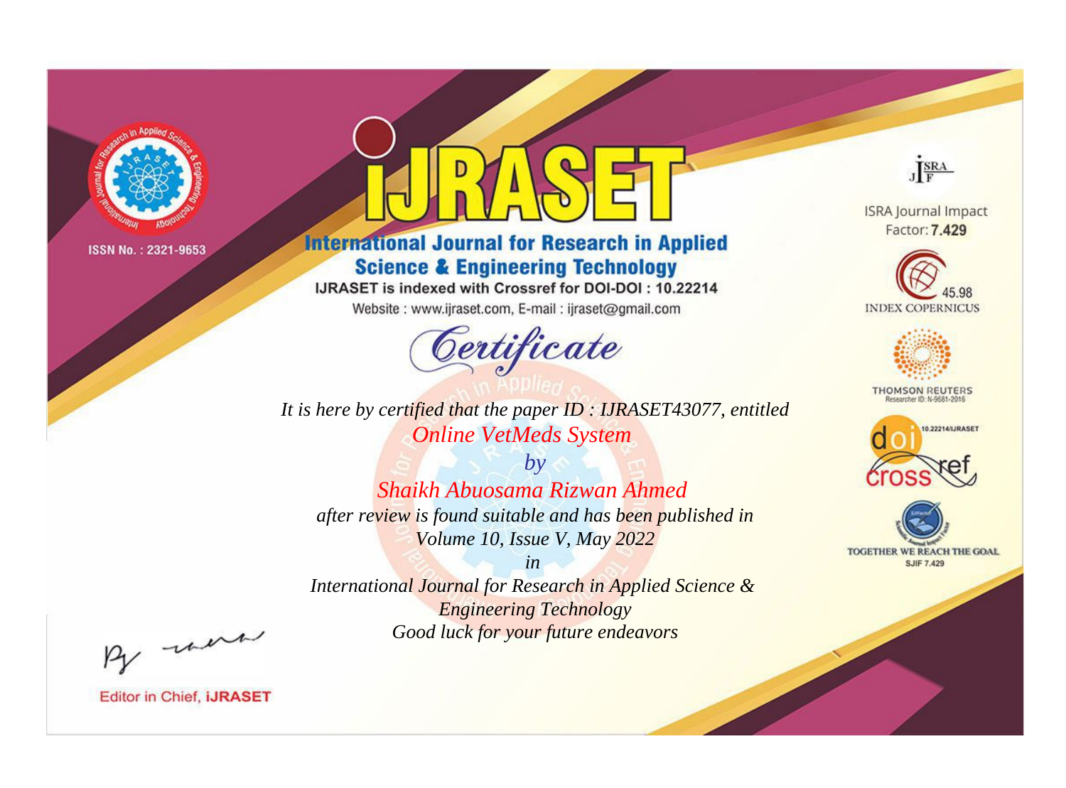ISSN No. : 2321-9653

# iJRASET

## International Journal for Research in Applied Science & Engineering Technology

IJRASET is indexed with Crossref for DOI-DOI : 10.22214

Website : www.ijraset.com, E-mail : ijraset@gmail.com

*Certificate*

*It is here by certified that the paper ID : IJRASET43077, entitled*

*Online VetMeds System*

*by*

*Shaikh Abuosama Rizwan Ahmed*

*after review is found suitable and has been published in*

*Volume 10, Issue V, May 2022*

*in*

*International Journal for Research in Applied Science & Engineering Technology*

*Good luck for your future endeavors*

ISRA Journal Impact Factor: **7.429**

45.98 INDEX COPERNICUS

THOMSON REUTERS Researcher ID: N-9681-2016

10.22214/IJRASET

TOGETHER WE REACH THE GOAL SJIF 7.429

Editor in Chief, **iJRASET**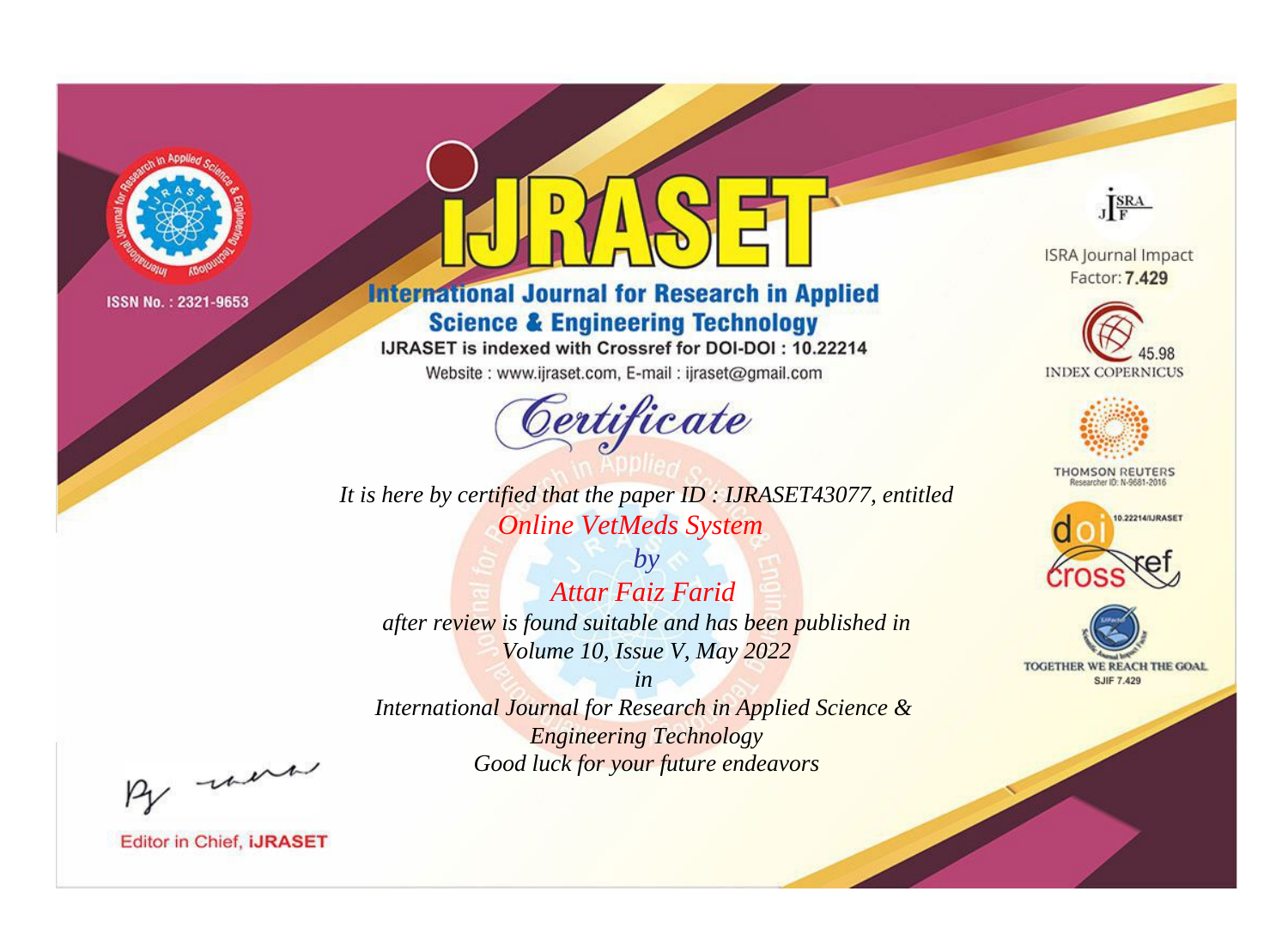ISSN No. : 2321-9653

# iJRASET

## International Journal for Research in Applied Science & Engineering Technology

IJRASET is indexed with Crossref for DOI-DOI : 10.22214

Website : www.ijraset.com, E-mail : ijraset@gmail.com

*Certificate*

*It is here by certified that the paper ID : IJRASET43077, entitled*

*Online VetMeds System*

*by*

*Attar Faiz Farid*

*after review is found suitable and has been published in*

*Volume 10, Issue V, May 2022*

*in*

*International Journal for Research in Applied Science & Engineering Technology*

*Good luck for your future endeavors*

ISRA Journal Impact Factor: **7.429**

45.98 INDEX COPERNICUS

THOMSON REUTERS Researcher ID: N-9681-2016

10.22214/IJRASET

TOGETHER WE REACH THE GOAL SJIF 7.429

Editor in Chief, **iJRASET**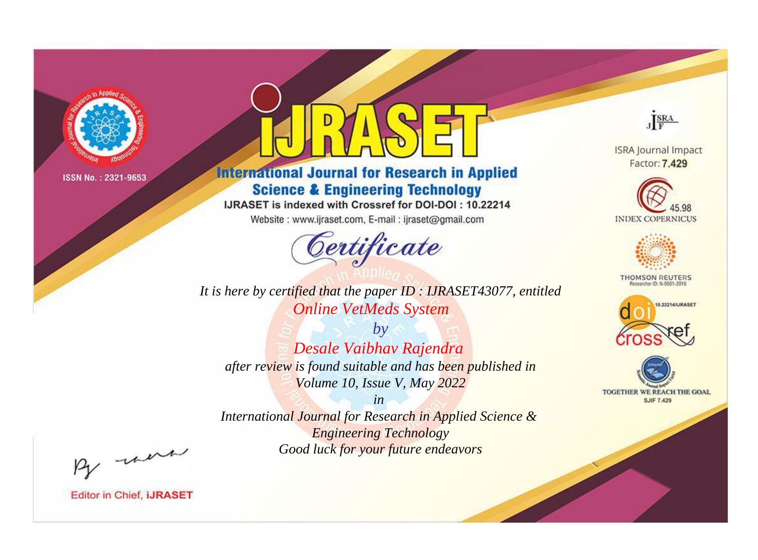ISSN No. : 2321-9653

# iJRASET

## International Journal for Research in Applied Science & Engineering Technology

IJRASET is indexed with Crossref for DOI-DOI : 10.22214

Website : www.ijraset.com, E-mail : ijraset@gmail.com

ISRA Journal Impact Factor: **7.429**

45.98 INDEX COPERNICUS

THOMSON REUTERS Researcher ID: N-9681-2016

10.22214/IJRASET

TOGETHER WE REACH THE GOAL SJIF 7.429

# *Certificate*

*It is here by certified that the paper ID : IJRASET43077, entitled*

*Online VetMeds System*

*by*

*Desale Vaibhav Rajendra*

*after review is found suitable and has been published in*

*Volume 10, Issue V, May 2022*

*in*

*International Journal for Research in Applied Science & Engineering Technology*

*Good luck for your future endeavors*

Editor in Chief, **iJRASET**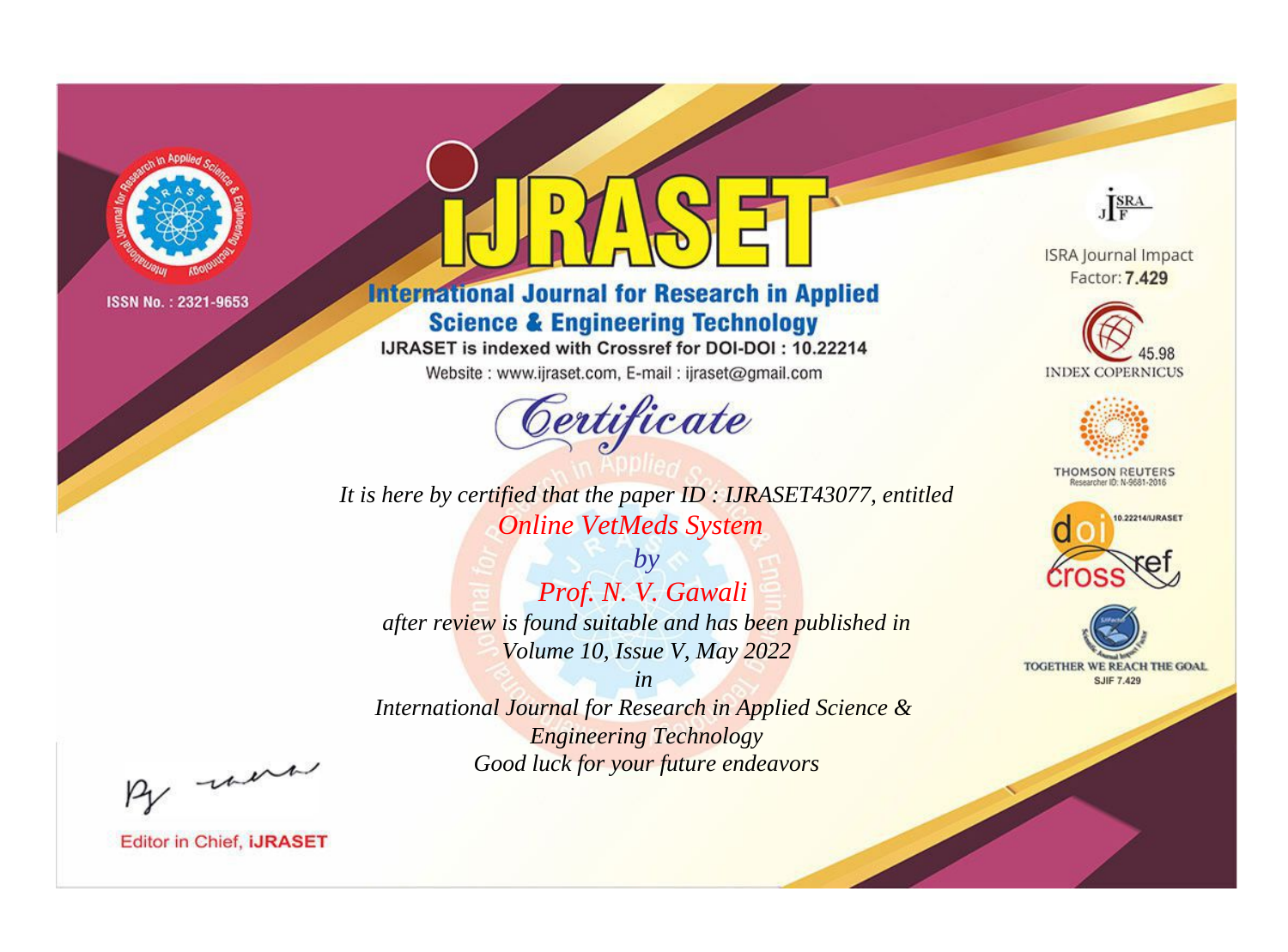ISSN No. : 2321-9653

# iJRASET

## International Journal for Research in Applied Science & Engineering Technology

IJRASET is indexed with Crossref for DOI-DOI : 10.22214

Website : www.ijraset.com, E-mail : ijraset@gmail.com

ISRA Journal Impact Factor: **7.429**

45.98 INDEX COPERNICUS

THOMSON REUTERS Researcher ID: N-9681-2016

10.22214/IJRASET

TOGETHER WE REACH THE GOAL SJIF 7.429

# *Certificate*

*It is here by certified that the paper ID : IJRASET43077, entitled*

*Online VetMeds System*

*by*

*Prof. N. V. Gawali*

*after review is found suitable and has been published in*

*Volume 10, Issue V, May 2022*

*in*

*International Journal for Research in Applied Science & Engineering Technology*

*Good luck for your future endeavors*

Editor in Chief, **iJRASET**